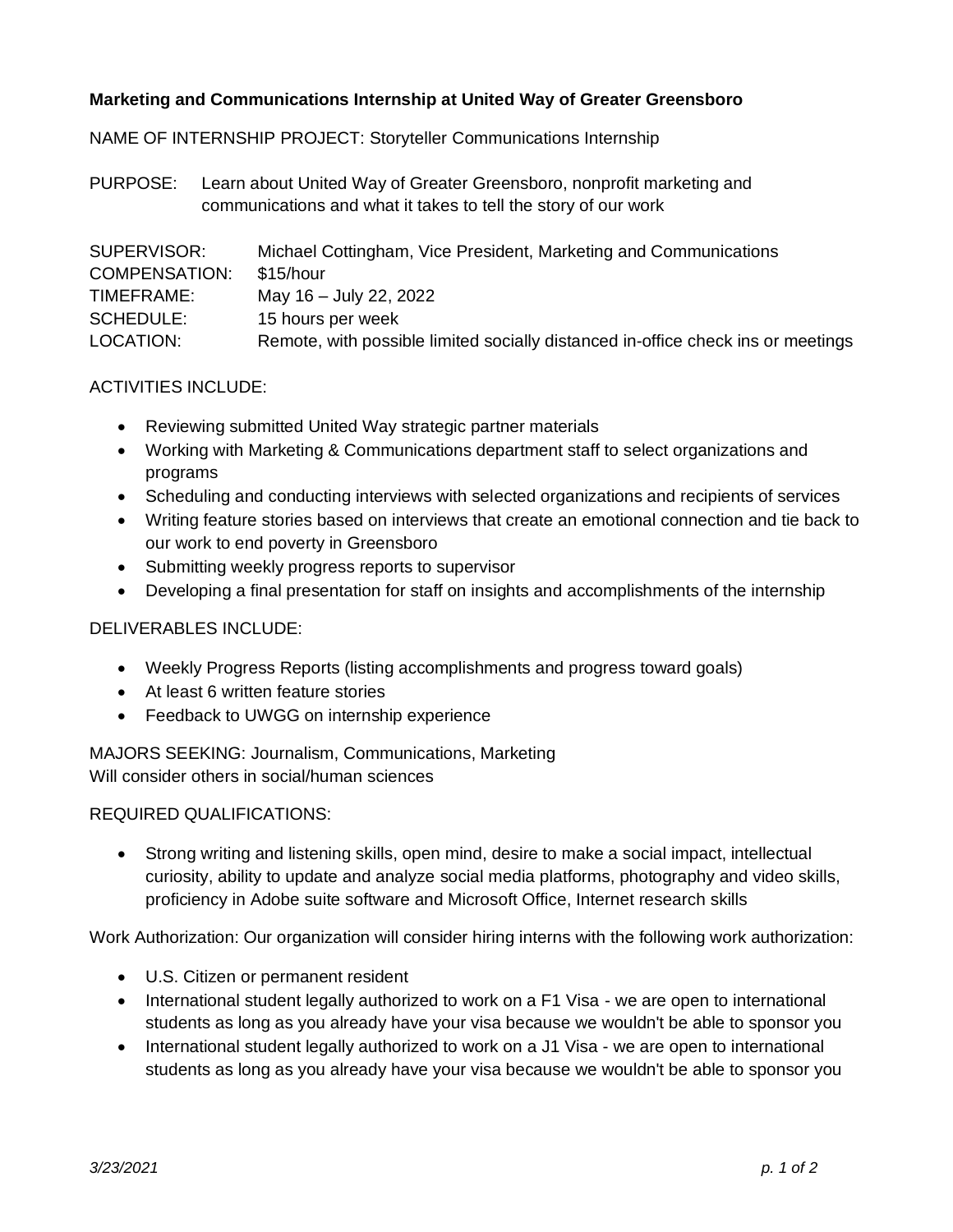**Marketing and Communications Internship at United Way of Greater Greensboro**

NAME OF INTERNSHIP PROJECT: Storyteller Communications Internship

PURPOSE: Learn about United Way of Greater Greensboro, nonprofit marketing and communications and what it takes to tell the story of our work

SUPERVISOR: Michael Cottingham, Vice President, Marketing and Communications
COMPENSATION: $15/hour
TIMEFRAME: May 16 – July 22, 2022
SCHEDULE: 15 hours per week
LOCATION: Remote, with possible limited socially distanced in-office check ins or meetings

ACTIVITIES INCLUDE:

- Reviewing submitted United Way strategic partner materials
- Working with Marketing & Communications department staff to select organizations and programs
- Scheduling and conducting interviews with selected organizations and recipients of services
- Writing feature stories based on interviews that create an emotional connection and tie back to our work to end poverty in Greensboro
- Submitting weekly progress reports to supervisor
- Developing a final presentation for staff on insights and accomplishments of the internship

DELIVERABLES INCLUDE:

- Weekly Progress Reports (listing accomplishments and progress toward goals)
- At least 6 written feature stories
- Feedback to UWGG on internship experience

MAJORS SEEKING: Journalism, Communications, Marketing
Will consider others in social/human sciences

REQUIRED QUALIFICATIONS:

- Strong writing and listening skills, open mind, desire to make a social impact, intellectual curiosity, ability to update and analyze social media platforms, photography and video skills, proficiency in Adobe suite software and Microsoft Office, Internet research skills

Work Authorization: Our organization will consider hiring interns with the following work authorization:

- U.S. Citizen or permanent resident
- International student legally authorized to work on a F1 Visa - we are open to international students as long as you already have your visa because we wouldn't be able to sponsor you
- International student legally authorized to work on a J1 Visa - we are open to international students as long as you already have your visa because we wouldn't be able to sponsor you

*3/23/2021*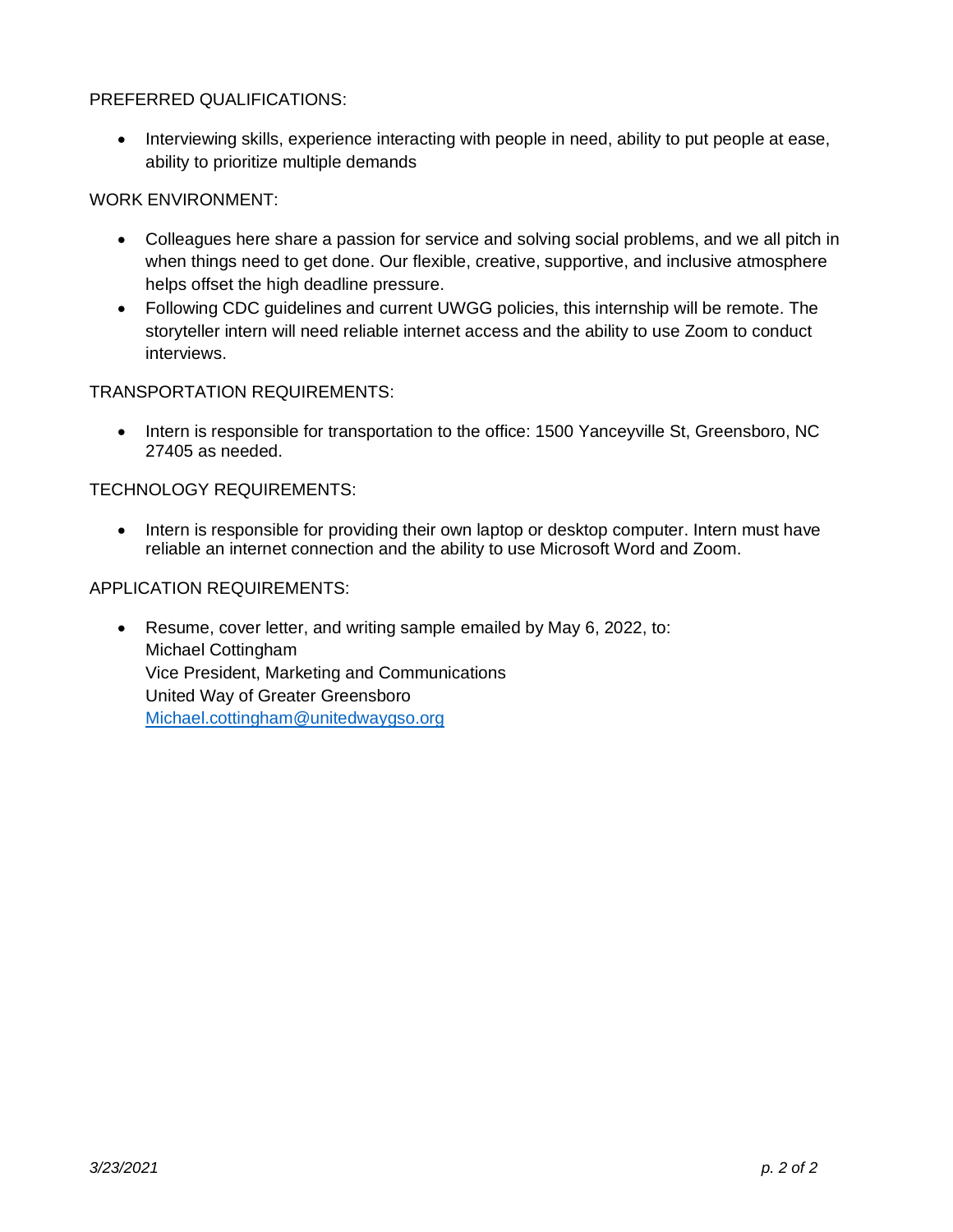PREFERRED QUALIFICATIONS:

- Interviewing skills, experience interacting with people in need, ability to put people at ease, ability to prioritize multiple demands

WORK ENVIRONMENT:

- Colleagues here share a passion for service and solving social problems, and we all pitch in when things need to get done. Our flexible, creative, supportive, and inclusive atmosphere helps offset the high deadline pressure.
- Following CDC guidelines and current UWGG policies, this internship will be remote. The storyteller intern will need reliable internet access and the ability to use Zoom to conduct interviews.

TRANSPORTATION REQUIREMENTS:

- Intern is responsible for transportation to the office: 1500 Yanceyville St, Greensboro, NC 27405 as needed.

TECHNOLOGY REQUIREMENTS:

- Intern is responsible for providing their own laptop or desktop computer. Intern must have reliable an internet connection and the ability to use Microsoft Word and Zoom.

APPLICATION REQUIREMENTS:

- Resume, cover letter, and writing sample emailed by May 6, 2022, to:
  Michael Cottingham
  Vice President, Marketing and Communications
  United Way of Greater Greensboro
  [Michael.cottingham@unitedwaygso.org](mailto:Michael.cottingham@unitedwaygso.org)

*3/23/2021*